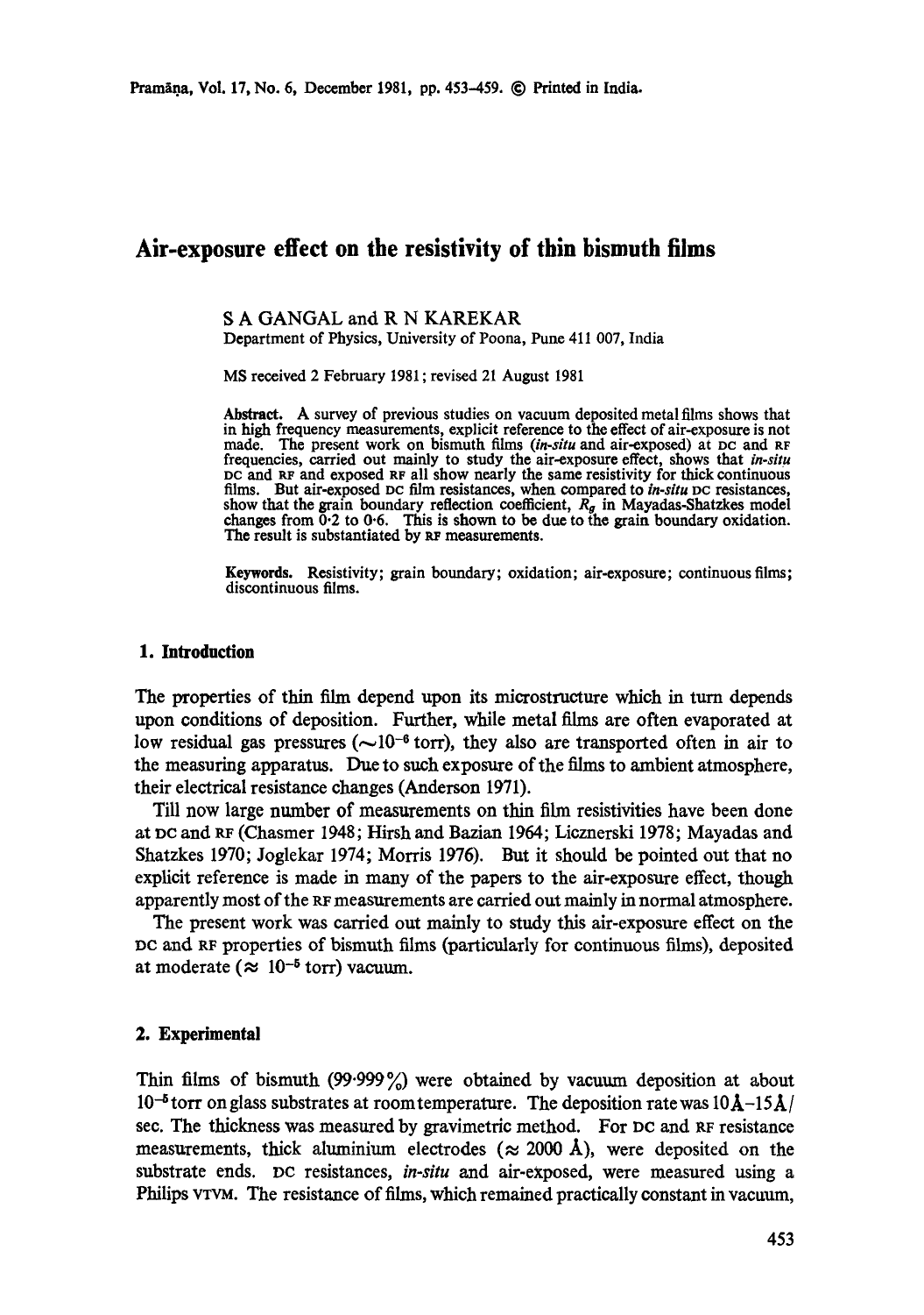# Air-exposure effect on the resistivity of thin bismuth films

S A GANGAL and R N KAREKAR

Department of Physics, University of Poona, Pune 411 007, India

MS received 2 February 1981; revised 21 August 1981

**Abstract.** A survey of previous studies on vacuum deposited metal films shows that in high frequency measurements, explicit reference to the effect of air-exposure is not made. The present work on bismuth films (*in-situ* and air-exposed) at DC and RF frequencies, carried out mainly to study the air-exposure effect, shows that *in-situ* DC and RF and exposed RF all show nearly the same resistivity for thick continuous films. But air-exposed DC film resistances, when compared to *in-situ* DC resistances, show that the grain boundary reflection coefficient, $R_g$ in Mayadas-Shatzkes model changes from 0·2 to 0·6. This is shown to be due to the grain boundary oxidation. The result is substantiated by RF measurements.

**Keywords.** Resistivity; grain boundary; oxidation; air-exposure; continuous films; discontinuous films.

## 1. Introduction

The properties of thin film depend upon its microstructure which in turn depends upon conditions of deposition. Further, while metal films are often evaporated at low residual gas pressures ($\sim 10^{-6}$ torr), they also are transported often in air to the measuring apparatus. Due to such exposure of the films to ambient atmosphere, their electrical resistance changes (Anderson 1971).

Till now large number of measurements on thin film resistivities have been done at DC and RF (Chasmer 1948; Hirsh and Bazian 1964; Licznerski 1978; Mayadas and Shatzkes 1970; Joglekar 1974; Morris 1976). But it should be pointed out that no explicit reference is made in many of the papers to the air-exposure effect, though apparently most of the RF measurements are carried out mainly in normal atmosphere.

The present work was carried out mainly to study this air-exposure effect on the DC and RF properties of bismuth films (particularly for continuous films), deposited at moderate ($\approx 10^{-5}$ torr) vacuum.

## 2. Experimental

Thin films of bismuth (99·999%) were obtained by vacuum deposition at about $10^{-5}$ torr on glass substrates at room temperature. The deposition rate was 10Å–15Å/sec. The thickness was measured by gravimetric method. For DC and RF resistance measurements, thick aluminium electrodes ($\approx$ 2000 Å), were deposited on the substrate ends. DC resistances, *in-situ* and air-exposed, were measured using a Philips VTVM. The resistance of films, which remained practically constant in vacuum,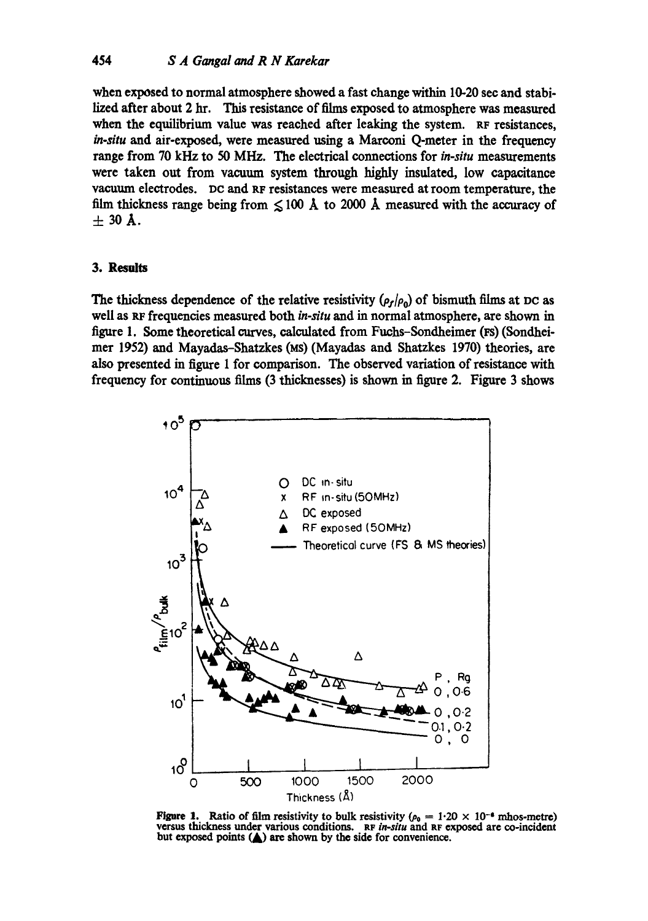when exposed to normal atmosphere showed a fast change within 10-20 sec and stabilized after about 2 hr. This resistance of films exposed to atmosphere was measured when the equilibrium value was reached after leaking the system. RF resistances, *in-situ* and air-exposed, were measured using a Marconi Q-meter in the frequency range from 70 kHz to 50 MHz. The electrical connections for *in-situ* measurements were taken out from vacuum system through highly insulated, low capacitance vacuum electrodes. DC and RF resistances were measured at room temperature, the film thickness range being from $\lesssim 100$ Å to 2000 Å measured with the accuracy of $\pm$ 30 Å.

## 3. Results

The thickness dependence of the relative resistivity ($\rho_f/\rho_0$) of bismuth films at DC as well as RF frequencies measured both *in-situ* and in normal atmosphere, are shown in figure 1. Some theoretical curves, calculated from Fuchs-Sondheimer (FS) (Sondheimer 1952) and Mayadas-Shatzkes (MS) (Mayadas and Shatzkes 1970) theories, are also presented in figure 1 for comparison. The observed variation of resistance with frequency for continuous films (3 thicknesses) is shown in figure 2. Figure 3 shows

**Figure 1.** Ratio of film resistivity to bulk resistivity ($\rho_0 = 1{\cdot}20 \times 10^{-6}$ mhos-metre) versus thickness under various conditions. RF *in-situ* and RF exposed are co-incident but exposed points (▲) are shown by the side for convenience.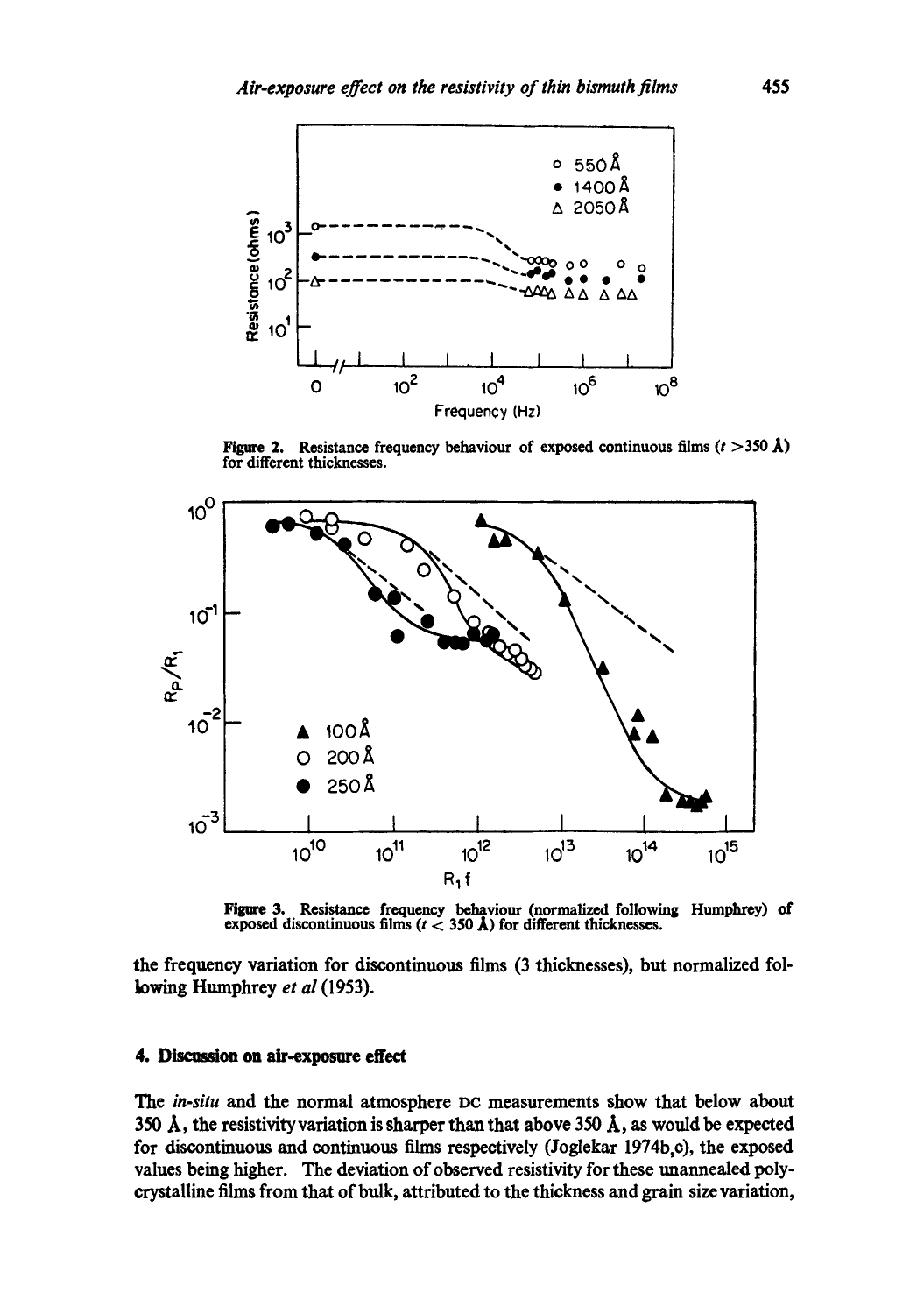**Figure 2.** Resistance frequency behaviour of exposed continuous films ($t > 350$ Å) for different thicknesses.

**Figure 3.** Resistance frequency behaviour (normalized following Humphrey) of exposed discontinuous films ($t < 350$ Å) for different thicknesses.

the frequency variation for discontinuous films (3 thicknesses), but normalized following Humphrey *et al* (1953).

## 4. Discussion on air-exposure effect

The *in-situ* and the normal atmosphere DC measurements show that below about 350 Å, the resistivity variation is sharper than that above 350 Å, as would be expected for discontinuous and continuous films respectively (Joglekar 1974b,c), the exposed values being higher. The deviation of observed resistivity for these unannealed polycrystalline films from that of bulk, attributed to the thickness and grain size variation,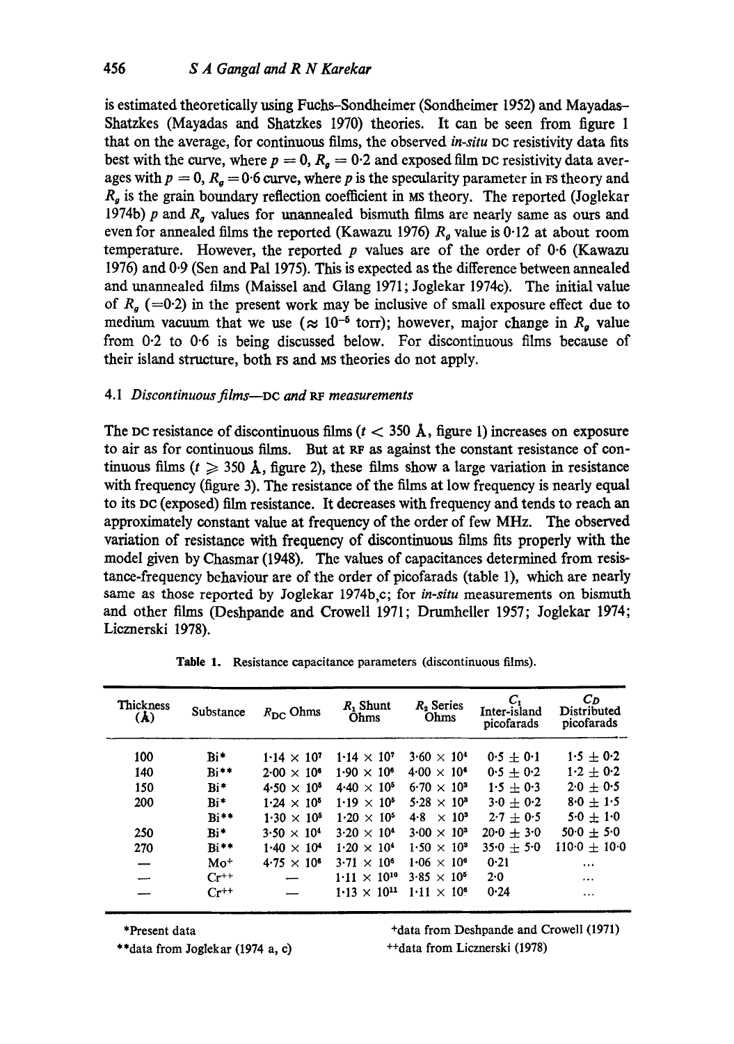is estimated theoretically using Fuchs–Sondheimer (Sondheimer 1952) and Mayadas–Shatzkes (Mayadas and Shatzkes 1970) theories. It can be seen from figure 1 that on the average, for continuous films, the observed *in-situ* DC resistivity data fits best with the curve, where $p = 0$, $R_g = 0{\cdot}2$ and exposed film DC resistivity data averages with $p = 0$, $R_g = 0{\cdot}6$ curve, where $p$ is the specularity parameter in FS theory and $R_g$ is the grain boundary reflection coefficient in MS theory. The reported (Joglekar 1974b) $p$ and $R_g$ values for unannealed bismuth films are nearly same as ours and even for annealed films the reported (Kawazu 1976) $R_g$ value is 0·12 at about room temperature. However, the reported $p$ values are of the order of 0·6 (Kawazu 1976) and 0·9 (Sen and Pal 1975). This is expected as the difference between annealed and unannealed films (Maissel and Glang 1971; Joglekar 1974c). The initial value of $R_g$ ($=0{\cdot}2$) in the present work may be inclusive of small exposure effect due to medium vacuum that we use ($\approx 10^{-5}$ torr); however, major change in $R_g$ value from 0·2 to 0·6 is being discussed below. For discontinuous films because of their island structure, both FS and MS theories do not apply.

### 4.1 *Discontinuous films—*DC *and* RF *measurements*

The DC resistance of discontinuous films ($t < 350$ Å, figure 1) increases on exposure to air as for continuous films. But at RF as against the constant resistance of continuous films ($t \geqslant 350$ Å, figure 2), these films show a large variation in resistance with frequency (figure 3). The resistance of the films at low frequency is nearly equal to its DC (exposed) film resistance. It decreases with frequency and tends to reach an approximately constant value at frequency of the order of few MHz. The observed variation of resistance with frequency of discontinuous films fits properly with the model given by Chasmar (1948). The values of capacitances determined from resistance-frequency behaviour are of the order of picofarads (table 1), which are nearly same as those reported by Joglekar 1974b,c; for *in-situ* measurements on bismuth and other films (Deshpande and Crowell 1971; Drumheller 1957; Joglekar 1974; Licznerski 1978).

**Table 1.** Resistance capacitance parameters (discontinuous films).

| Thickness (Å) | Substance | $R_{DC}$ Ohms | $R_1$ Shunt Ohms | $R_2$ Series Ohms | $C_1$ Inter-island picofarads | $C_D$ Distributed picofarads |
|---|---|---|---|---|---|---|
| 100 | Bi* | $1{\cdot}14 \times 10^7$ | $1{\cdot}14 \times 10^7$ | $3{\cdot}60 \times 10^4$ | $0{\cdot}5 \pm 0{\cdot}1$ | $1{\cdot}5 \pm 0{\cdot}2$ |
| 140 | Bi** | $2{\cdot}00 \times 10^6$ | $1{\cdot}90 \times 10^6$ | $4{\cdot}00 \times 10^4$ | $0{\cdot}5 \pm 0{\cdot}2$ | $1{\cdot}2 \pm 0{\cdot}2$ |
| 150 | Bi* | $4{\cdot}50 \times 10^5$ | $4{\cdot}40 \times 10^5$ | $6{\cdot}70 \times 10^3$ | $1{\cdot}5 \pm 0{\cdot}3$ | $2{\cdot}0 \pm 0{\cdot}5$ |
| 200 | Bi* | $1{\cdot}24 \times 10^5$ | $1{\cdot}19 \times 10^5$ | $5{\cdot}28 \times 10^3$ | $3{\cdot}0 \pm 0{\cdot}2$ | $8{\cdot}0 \pm 1{\cdot}5$ |
| | Bi** | $1{\cdot}30 \times 10^5$ | $1{\cdot}20 \times 10^5$ | $4{\cdot}8 \times 10^3$ | $2{\cdot}7 \pm 0{\cdot}5$ | $5{\cdot}0 \pm 1{\cdot}0$ |
| 250 | Bi* | $3{\cdot}50 \times 10^4$ | $3{\cdot}20 \times 10^4$ | $3{\cdot}00 \times 10^3$ | $20{\cdot}0 \pm 3{\cdot}0$ | $50{\cdot}0 \pm 5{\cdot}0$ |
| 270 | Bi** | $1{\cdot}40 \times 10^4$ | $1{\cdot}20 \times 10^4$ | $1{\cdot}50 \times 10^3$ | $35{\cdot}0 \pm 5{\cdot}0$ | $110{\cdot}0 \pm 10{\cdot}0$ |
| — | Mo+ | $4{\cdot}75 \times 10^6$ | $3{\cdot}71 \times 10^6$ | $1{\cdot}06 \times 10^6$ | 0·21 | ... |
| — | Cr++ | — | $1{\cdot}11 \times 10^{10}$ | $3{\cdot}85 \times 10^5$ | 2·0 | ... |
| — | Cr++ | — | $1{\cdot}13 \times 10^{11}$ | $1{\cdot}11 \times 10^6$ | 0·24 | ... |

*Present data

**data from Joglekar (1974 a, c)

+data from Deshpande and Crowell (1971)

++data from Licznerski (1978)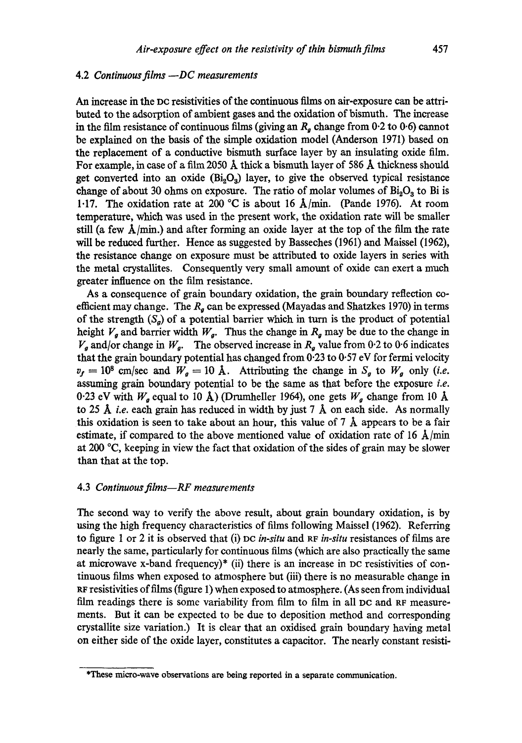### 4.2 *Continuous films —DC measurements*

An increase in the DC resistivities of the continuous films on air-exposure can be attributed to the adsorption of ambient gases and the oxidation of bismuth. The increase in the film resistance of continuous films (giving an $R_g$ change from 0·2 to 0·6) cannot be explained on the basis of the simple oxidation model (Anderson 1971) based on the replacement of a conductive bismuth surface layer by an insulating oxide film. For example, in case of a film 2050 Å thick a bismuth layer of 586 Å thickness should get converted into an oxide ($Bi_2O_3$) layer, to give the observed typical resistance change of about 30 ohms on exposure. The ratio of molar volumes of $Bi_2O_3$ to Bi is 1·17. The oxidation rate at 200 °C is about 16 Å/min. (Pande 1976). At room temperature, which was used in the present work, the oxidation rate will be smaller still (a few Å/min.) and after forming an oxide layer at the top of the film the rate will be reduced further. Hence as suggested by Basseches (1961) and Maissel (1962), the resistance change on exposure must be attributed to oxide layers in series with the metal crystallites. Consequently very small amount of oxide can exert a much greater influence on the film resistance.

As a consequence of grain boundary oxidation, the grain boundary reflection coefficient may change. The $R_g$ can be expressed (Mayadas and Shatzkes 1970) in terms of the strength ($S_g$) of a potential barrier which in turn is the product of potential height $V_g$ and barrier width $W_g$. Thus the change in $R_g$ may be due to the change in $V_g$ and/or change in $W_g$. The observed increase in $R_g$ value from 0·2 to 0·6 indicates that the grain boundary potential has changed from 0·23 to 0·57 eV for fermi velocity $v_f = 10^8$ cm/sec and $W_g = 10$ Å. Attributing the change in $S_g$ to $W_g$ only (*i.e.* assuming grain boundary potential to be the same as that before the exposure *i.e.* 0·23 eV with $W_g$ equal to 10 Å) (Drumheller 1964), one gets $W_g$ change from 10 Å to 25 Å *i.e.* each grain has reduced in width by just 7 Å on each side. As normally this oxidation is seen to take about an hour, this value of 7 Å appears to be a fair estimate, if compared to the above mentioned value of oxidation rate of 16 Å/min at 200 °C, keeping in view the fact that oxidation of the sides of grain may be slower than that at the top.

### 4.3 *Continuous films—RF measurements*

The second way to verify the above result, about grain boundary oxidation, is by using the high frequency characteristics of films following Maissel (1962). Referring to figure 1 or 2 it is observed that (i) DC *in-situ* and RF *in-situ* resistances of films are nearly the same, particularly for continuous films (which are also practically the same at microwave x-band frequency)\* (ii) there is an increase in DC resistivities of continuous films when exposed to atmosphere but (iii) there is no measurable change in RF resistivities of films (figure 1) when exposed to atmosphere. (As seen from individual film readings there is some variability from film to film in all DC and RF measurements. But it can be expected to be due to deposition method and corresponding crystallite size variation.) It is clear that an oxidised grain boundary having metal on either side of the oxide layer, constitutes a capacitor. The nearly constant resisti-

\*These micro-wave observations are being reported in a separate communication.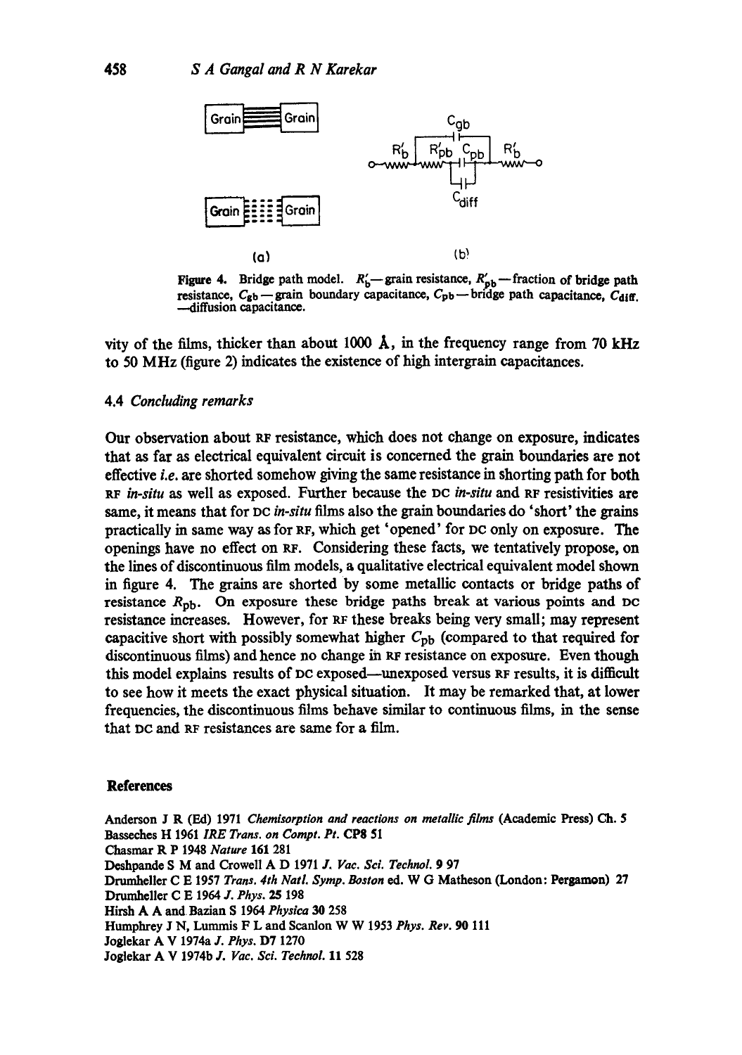Figure 4. Bridge path model. $R'_b$—grain resistance, $R'_{pb}$—fraction of bridge path resistance, $C_{gb}$—grain boundary capacitance, $C_{pb}$—bridge path capacitance, $C_{diff}$—diffusion capacitance.

vity of the films, thicker than about 1000 Å, in the frequency range from 70 kHz to 50 MHz (figure 2) indicates the existence of high intergrain capacitances.

### 4.4 *Concluding remarks*

Our observation about RF resistance, which does not change on exposure, indicates that as far as electrical equivalent circuit is concerned the grain boundaries are not effective *i.e.* are shorted somehow giving the same resistance in shorting path for both RF *in-situ* as well as exposed. Further because the DC *in-situ* and RF resistivities are same, it means that for DC *in-situ* films also the grain boundaries do 'short' the grains practically in same way as for RF, which get 'opened' for DC only on exposure. The openings have no effect on RF. Considering these facts, we tentatively propose, on the lines of discontinuous film models, a qualitative electrical equivalent model shown in figure 4. The grains are shorted by some metallic contacts or bridge paths of resistance $R_{pb}$. On exposure these bridge paths break at various points and DC resistance increases. However, for RF these breaks being very small; may represent capacitive short with possibly somewhat higher $C_{pb}$ (compared to that required for discontinuous films) and hence no change in RF resistance on exposure. Even though this model explains results of DC exposed—unexposed versus RF results, it is difficult to see how it meets the exact physical situation. It may be remarked that, at lower frequencies, the discontinuous films behave similar to continuous films, in the sense that DC and RF resistances are same for a film.

## References

Anderson J R (Ed) 1971 *Chemisorption and reactions on metallic films* (Academic Press) Ch. 5

Basseches H 1961 *IRE Trans. on Compt. Pt.* **CP8** 51

Chasmar R P 1948 *Nature* **161** 281

Deshpande S M and Crowell A D 1971 *J. Vac. Sci. Technol.* **9** 97

Drumheller C E 1957 *Trans. 4th Natl. Symp. Boston* ed. W G Matheson (London: Pergamon) 27

Drumheller C E 1964 *J. Phys.* **25** 198

Hirsh A A and Bazian S 1964 *Physica* **30** 258

Humphrey J N, Lummis F L and Scanlon W W 1953 *Phys. Rev.* **90** 111

Joglekar A V 1974a *J. Phys.* **D7** 1270

Joglekar A V 1974b *J. Vac. Sci. Technol.* **11** 528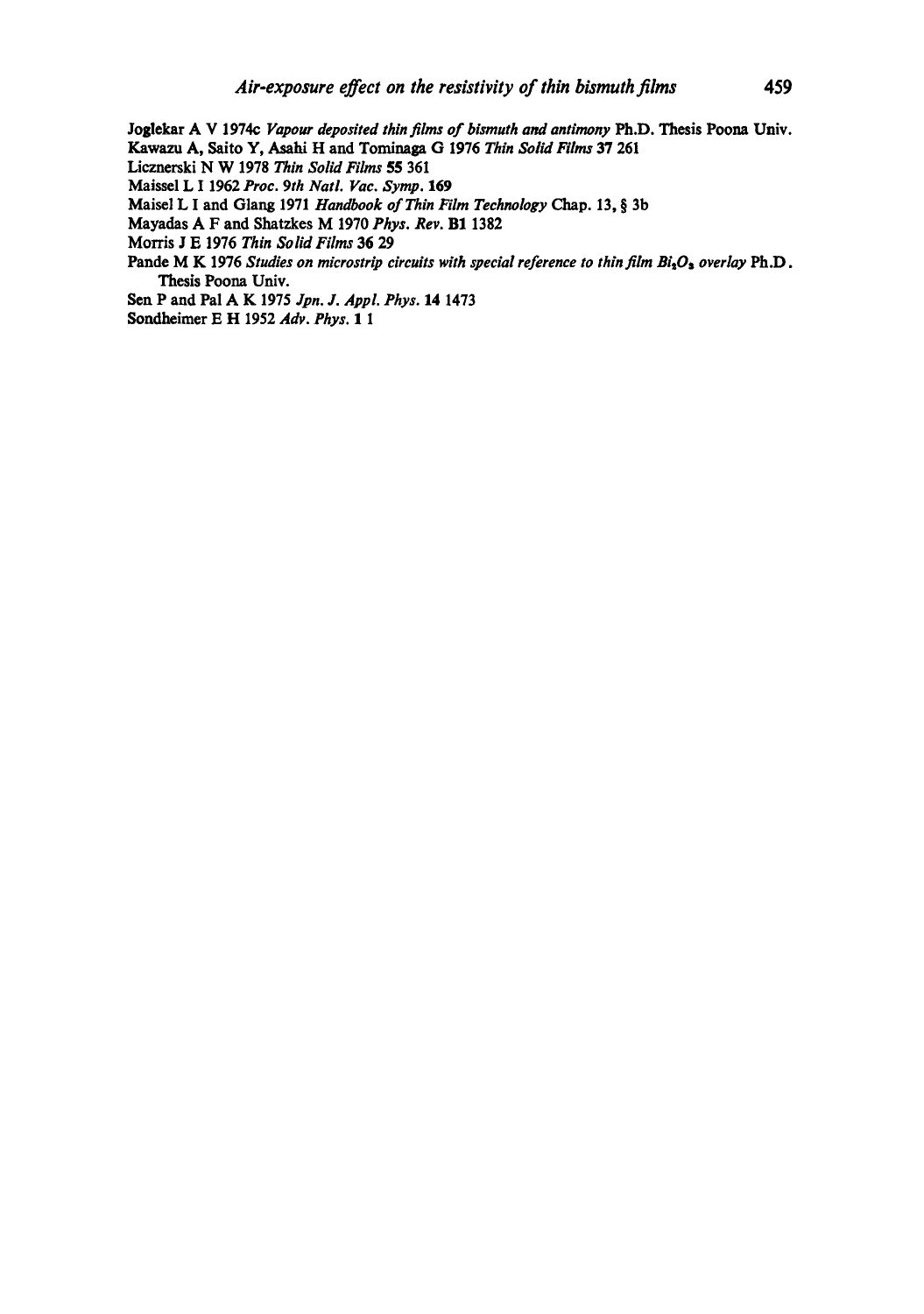Joglekar A V 1974c *Vapour deposited thin films of bismuth and antimony* Ph.D. Thesis Poona Univ.

Kawazu A, Saito Y, Asahi H and Tominaga G 1976 *Thin Solid Films* **37** 261

Licznerski N W 1978 *Thin Solid Films* **55** 361

Maissel L I 1962 *Proc. 9th Natl. Vac. Symp.* **169**

Maisel L I and Glang 1971 *Handbook of Thin Film Technology* Chap. 13, § 3b

Mayadas A F and Shatzkes M 1970 *Phys. Rev.* **B1** 1382

Morris J E 1976 *Thin Solid Films* **36** 29

Pande M K 1976 *Studies on microstrip circuits with special reference to thin film $Bi_2O_3$ overlay* Ph.D. Thesis Poona Univ.

Sen P and Pal A K 1975 *Jpn. J. Appl. Phys.* **14** 1473

Sondheimer E H 1952 *Adv. Phys.* **1** 1